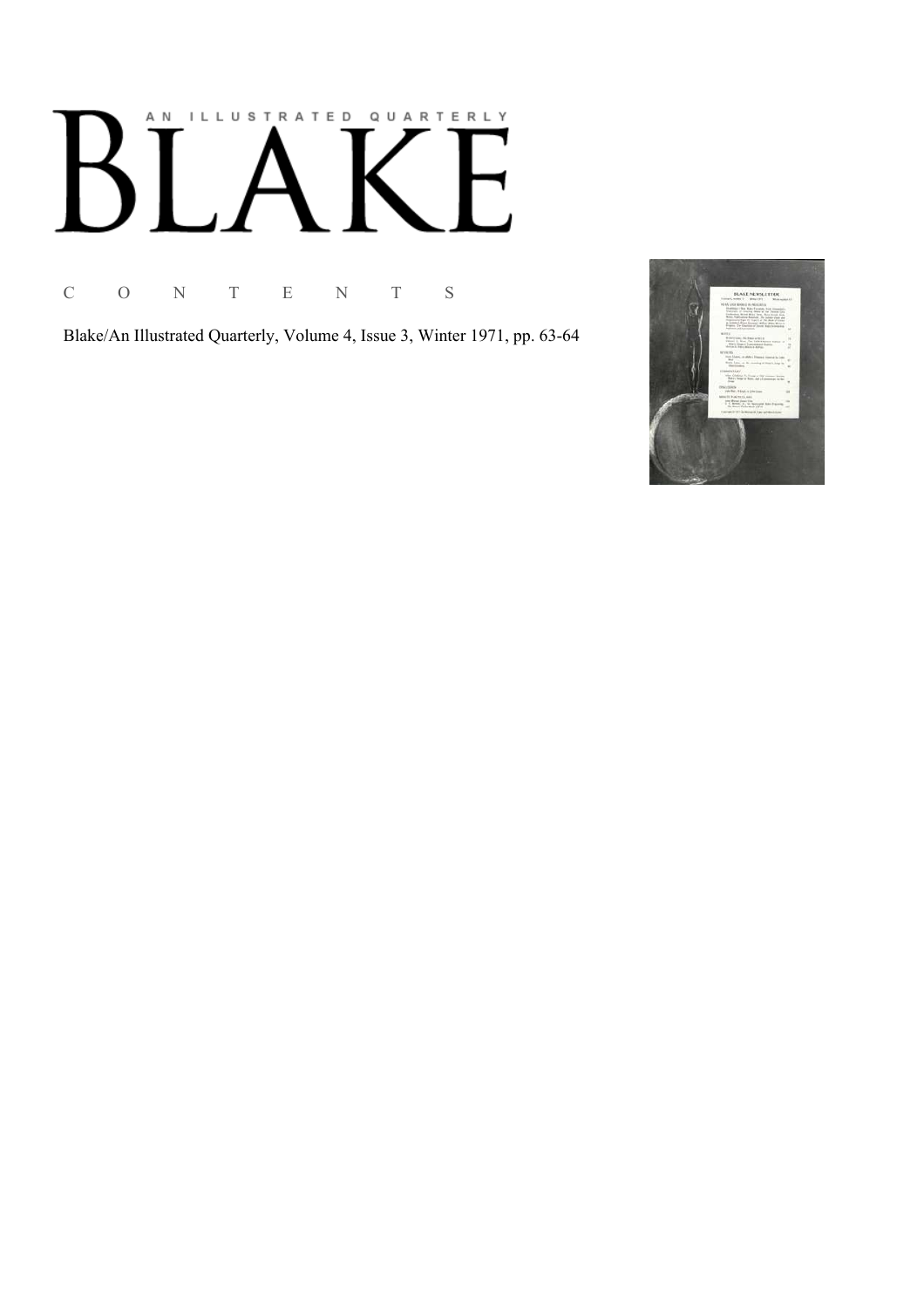# AN ILLUSTRATED QUARTERLY

# BLAKE

## C O N T E N T S

Blake/An Illustrated Quarterly, Volume 4, Issue 3, Winter 1971, pp. 63-64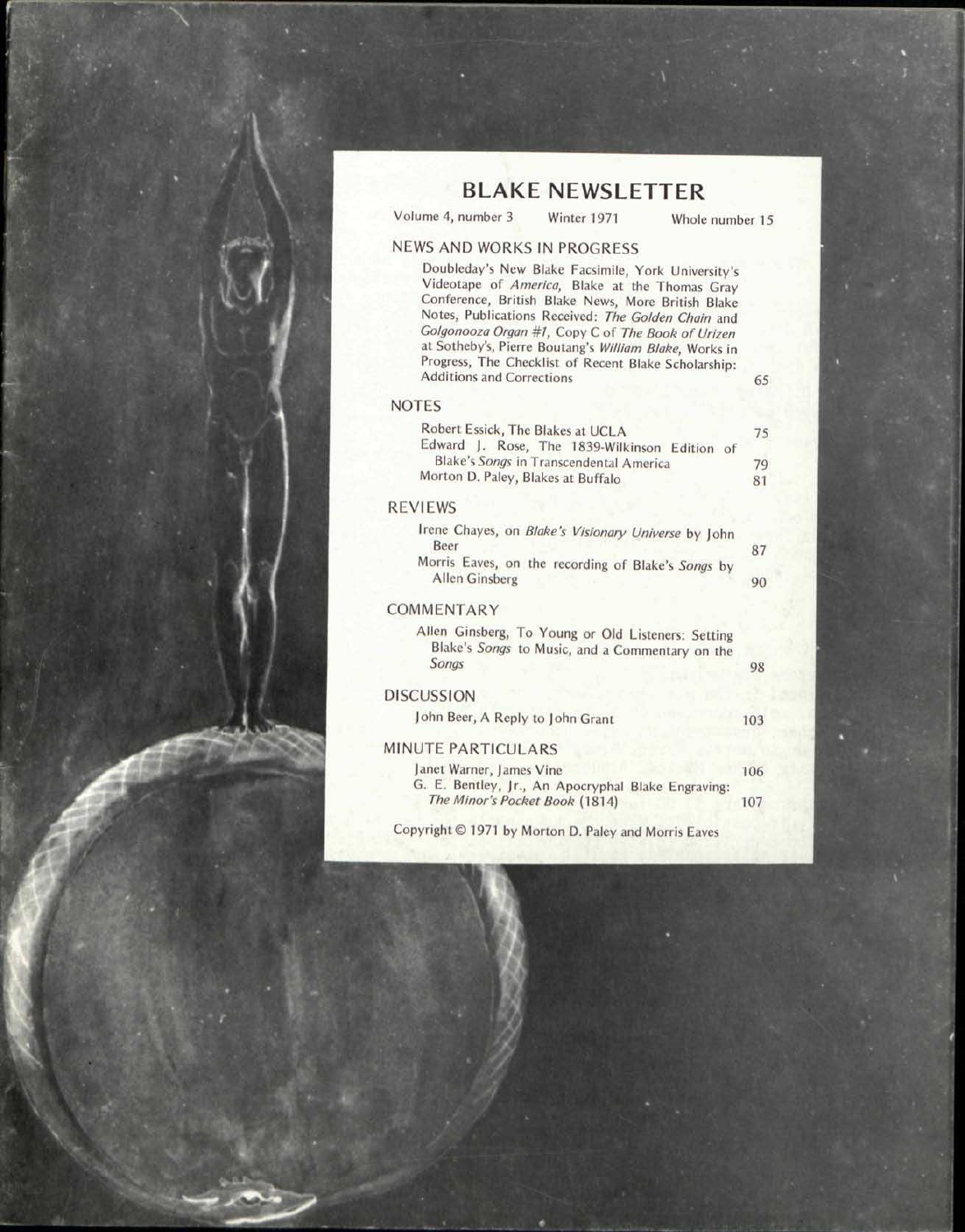# BLAKE NEWSLETTER

Volume 4, number 3 Winter 1971 Whole number 15

## NEWS AND WORKS IN PROGRESS

Doubleday's New Blake Facsimile, York University's Videotape of *America*, Blake at the Thomas Gray Conference, British Blake News, More British Blake Notes, Publications Received: *The Golden Chain* and *Golgonooza Organ #1*, Copy C of *The Book of Urizen* at Sotheby's, Pierre Boutang's *William Blake*, Works in Progress, The Checklist of Recent Blake Scholarship: Additions and Corrections 65

## NOTES

Robert Essick, The Blakes at UCLA 75

Edward J. Rose, The 1839-Wilkinson Edition of Blake's *Songs* in Transcendental America 79

Morton D. Paley, Blakes at Buffalo 81

## REVIEWS

Irene Chayes, on *Blake's Visionary Universe* by John Beer 87

Morris Eaves, on the recording of Blake's *Songs* by Allen Ginsberg 90

## COMMENTARY

Allen Ginsberg, To Young or Old Listeners: Setting Blake's *Songs* to Music, and a Commentary on the *Songs* 98

## DISCUSSION

John Beer, A Reply to John Grant 103

## MINUTE PARTICULARS

Janet Warner, James Vine 106

G. E. Bentley, Jr., An Apocryphal Blake Engraving: *The Minor's Pocket Book* (1814) 107

Copyright © 1971 by Morton D. Paley and Morris Eaves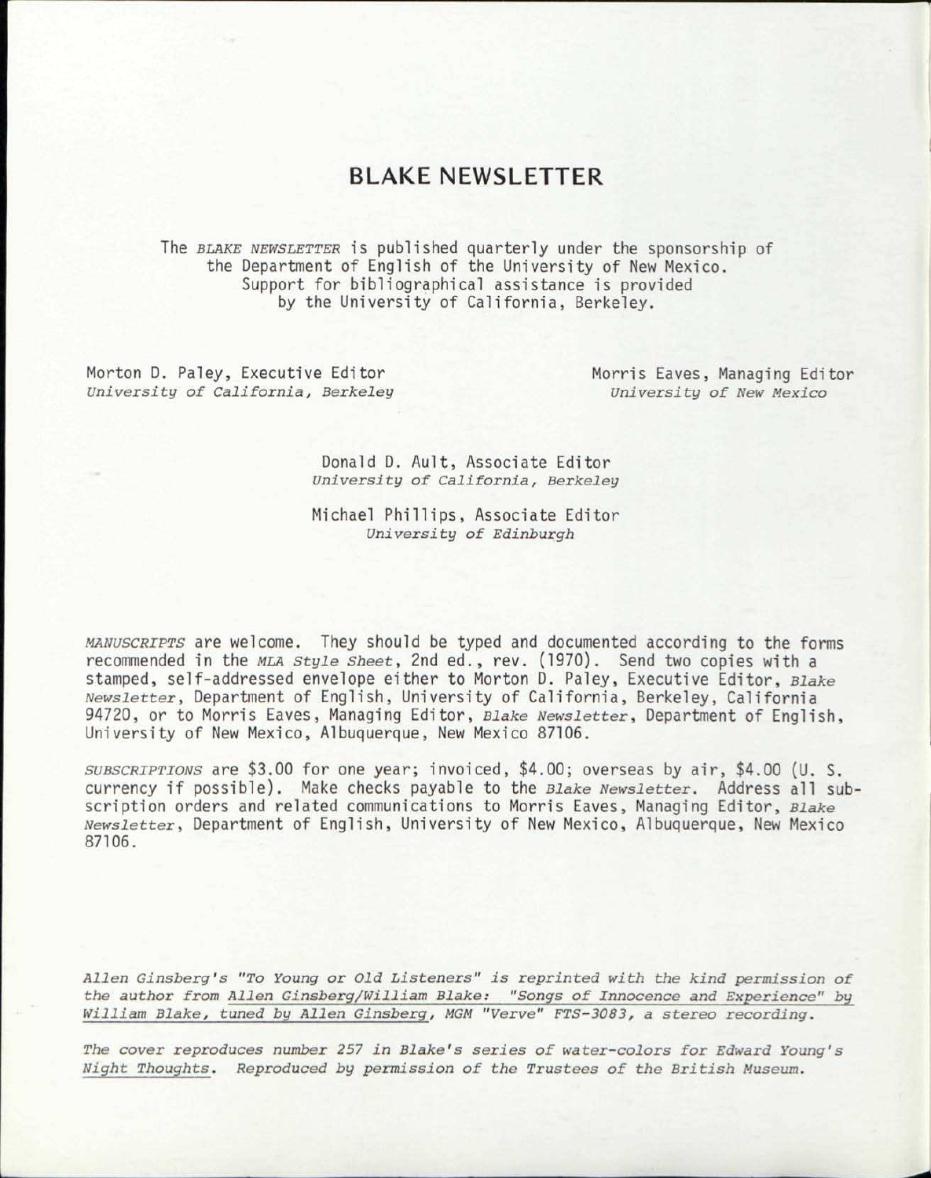# BLAKE NEWSLETTER

The *BLAKE NEWSLETTER* is published quarterly under the sponsorship of the Department of English of the University of New Mexico. Support for bibliographical assistance is provided by the University of California, Berkeley.

Morton D. Paley, Executive Editor
*University of California, Berkeley*

Morris Eaves, Managing Editor
*University of New Mexico*

Donald D. Ault, Associate Editor
*University of California, Berkeley*

Michael Phillips, Associate Editor
*University of Edinburgh*

*MANUSCRIPTS* are welcome. They should be typed and documented according to the forms recommended in the *MLA Style Sheet*, 2nd ed., rev. (1970). Send two copies with a stamped, self-addressed envelope either to Morton D. Paley, Executive Editor, *Blake Newsletter*, Department of English, University of California, Berkeley, California 94720, or to Morris Eaves, Managing Editor, *Blake Newsletter*, Department of English, University of New Mexico, Albuquerque, New Mexico 87106.

*SUBSCRIPTIONS* are $3.00 for one year; invoiced, $4.00; overseas by air, $4.00 (U. S. currency if possible). Make checks payable to the *Blake Newsletter*. Address all subscription orders and related communications to Morris Eaves, Managing Editor, *Blake Newsletter*, Department of English, University of New Mexico, Albuquerque, New Mexico 87106.

*Allen Ginsberg's "To Young or Old Listeners" is reprinted with the kind permission of the author from Allen Ginsberg/William Blake: "Songs of Innocence and Experience" by William Blake, tuned by Allen Ginsberg, MGM "Verve" FTS-3083, a stereo recording.*

*The cover reproduces number 257 in Blake's series of water-colors for Edward Young's Night Thoughts. Reproduced by permission of the Trustees of the British Museum.*